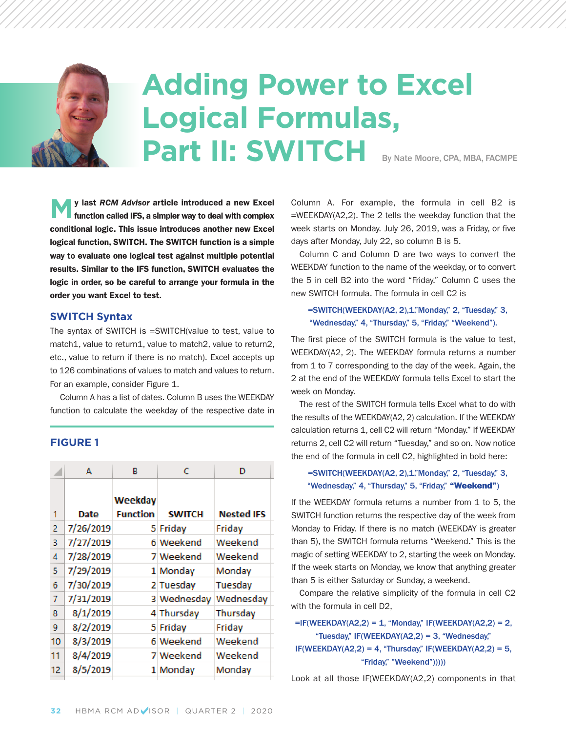# Adding Power to Excel Logical Formulas, Part II: SWITCH

By Nate Moore, CPA, MBA, FACMPE

**My last *RCM Advisor* article introduced a new Excel function called IFS, a simpler way to deal with complex conditional logic. This issue introduces another new Excel logical function, SWITCH. The SWITCH function is a simple way to evaluate one logical test against multiple potential results. Similar to the IFS function, SWITCH evaluates the logic in order, so be careful to arrange your formula in the order you want Excel to test.**

## SWITCH Syntax

The syntax of SWITCH is =SWITCH(value to test, value to match1, value to return1, value to match2, value to return2, etc., value to return if there is no match). Excel accepts up to 126 combinations of values to match and values to return. For an example, consider Figure 1.

Column A has a list of dates. Column B uses the WEEKDAY function to calculate the weekday of the respective date in Column A. For example, the formula in cell B2 is =WEEKDAY(A2,2). The 2 tells the weekday function that the week starts on Monday. July 26, 2019, was a Friday, or five days after Monday, July 22, so column B is 5.

### FIGURE 1

| | A | B | C | D |
|---|---|---|---|---|
| 1 | Date | Weekday Function | SWITCH | Nested IFS |
| 2 | 7/26/2019 | 5 | Friday | Friday |
| 3 | 7/27/2019 | 6 | Weekend | Weekend |
| 4 | 7/28/2019 | 7 | Weekend | Weekend |
| 5 | 7/29/2019 | 1 | Monday | Monday |
| 6 | 7/30/2019 | 2 | Tuesday | Tuesday |
| 7 | 7/31/2019 | 3 | Wednesday | Wednesday |
| 8 | 8/1/2019 | 4 | Thursday | Thursday |
| 9 | 8/2/2019 | 5 | Friday | Friday |
| 10 | 8/3/2019 | 6 | Weekend | Weekend |
| 11 | 8/4/2019 | 7 | Weekend | Weekend |
| 12 | 8/5/2019 | 1 | Monday | Monday |

Column C and Column D are two ways to convert the WEEKDAY function to the name of the weekday, or to convert the 5 in cell B2 into the word "Friday." Column C uses the new SWITCH formula. The formula in cell C2 is

=SWITCH(WEEKDAY(A2, 2),1,"Monday," 2, "Tuesday," 3, "Wednesday," 4, "Thursday," 5, "Friday," "Weekend").

The first piece of the SWITCH formula is the value to test, WEEKDAY(A2, 2). The WEEKDAY formula returns a number from 1 to 7 corresponding to the day of the week. Again, the 2 at the end of the WEEKDAY formula tells Excel to start the week on Monday.

The rest of the SWITCH formula tells Excel what to do with the results of the WEEKDAY(A2, 2) calculation. If the WEEKDAY calculation returns 1, cell C2 will return "Monday." If WEEKDAY returns 2, cell C2 will return "Tuesday," and so on. Now notice the end of the formula in cell C2, highlighted in bold here:

=SWITCH(WEEKDAY(A2, 2),1,"Monday," 2, "Tuesday," 3, "Wednesday," 4, "Thursday," 5, "Friday," **"Weekend"**)

If the WEEKDAY formula returns a number from 1 to 5, the SWITCH function returns the respective day of the week from Monday to Friday. If there is no match (WEEKDAY is greater than 5), the SWITCH formula returns "Weekend." This is the magic of setting WEEKDAY to 2, starting the week on Monday. If the week starts on Monday, we know that anything greater than 5 is either Saturday or Sunday, a weekend.

Compare the relative simplicity of the formula in cell C2 with the formula in cell D2,

=IF(WEEKDAY(A2,2) = 1, "Monday," IF(WEEKDAY(A2,2) = 2, "Tuesday," IF(WEEKDAY(A2,2) = 3, "Wednesday," IF(WEEKDAY(A2,2) = 4, "Thursday," IF(WEEKDAY(A2,2) = 5, "Friday," "Weekend")))))

Look at all those IF(WEEKDAY(A2,2) components in that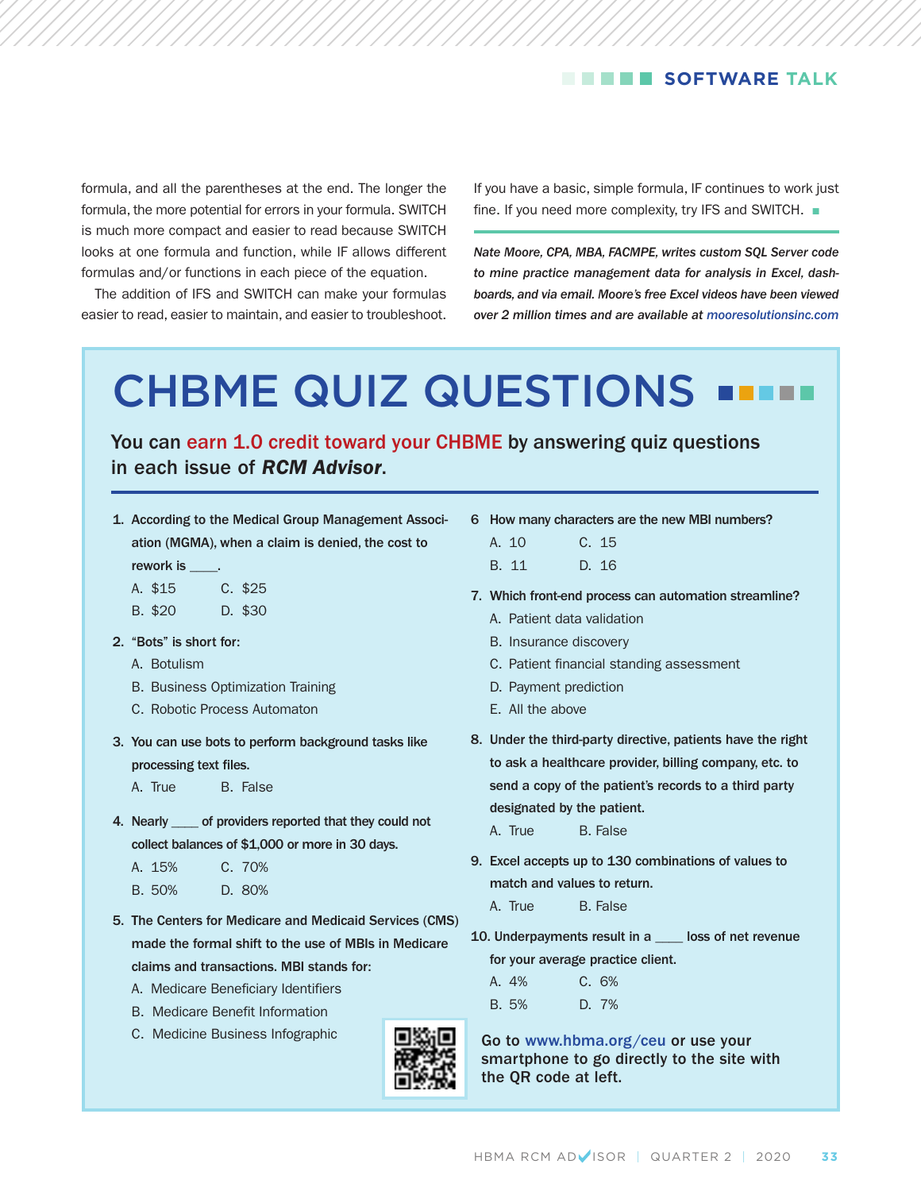formula, and all the parentheses at the end. The longer the formula, the more potential for errors in your formula. SWITCH is much more compact and easier to read because SWITCH looks at one formula and function, while IF allows different formulas and/or functions in each piece of the equation.

The addition of IFS and SWITCH can make your formulas easier to read, easier to maintain, and easier to troubleshoot.

If you have a basic, simple formula, IF continues to work just fine. If you need more complexity, try IFS and SWITCH. ■

*Nate Moore, CPA, MBA, FACMPE, writes custom SQL Server code to mine practice management data for analysis in Excel, dashboards, and via email. Moore's free Excel videos have been viewed over 2 million times and are available at mooresolutionsinc.com*

# CHBME QUIZ QUESTIONS

**You can earn 1.0 credit toward your CHBME by answering quiz questions in each issue of *RCM Advisor*.**

1. **According to the Medical Group Management Association (MGMA), when a claim is denied, the cost to rework is ____.**
   A. $15
   B. $20
   C. $25
   D. $30

2. **"Bots" is short for:**
   A. Botulism
   B. Business Optimization Training
   C. Robotic Process Automaton

3. **You can use bots to perform background tasks like processing text files.**
   A. True
   B. False

4. **Nearly ____ of providers reported that they could not collect balances of $1,000 or more in 30 days.**
   A. 15%
   B. 50%
   C. 70%
   D. 80%

5. **The Centers for Medicare and Medicaid Services (CMS) made the formal shift to the use of MBIs in Medicare claims and transactions. MBI stands for:**
   A. Medicare Beneficiary Identifiers
   B. Medicare Benefit Information
   C. Medicine Business Infographic

6. **How many characters are the new MBI numbers?**
   A. 10
   B. 11
   C. 15
   D. 16

7. **Which front-end process can automation streamline?**
   A. Patient data validation
   B. Insurance discovery
   C. Patient financial standing assessment
   D. Payment prediction
   E. All the above

8. **Under the third-party directive, patients have the right to ask a healthcare provider, billing company, etc. to send a copy of the patient's records to a third party designated by the patient.**
   A. True
   B. False

9. **Excel accepts up to 130 combinations of values to match and values to return.**
   A. True
   B. False

10. **Underpayments result in a ____ loss of net revenue for your average practice client.**
    A. 4%
    B. 5%
    C. 6%
    D. 7%

**Go to www.hbma.org/ceu or use your smartphone to go directly to the site with the QR code at left.**